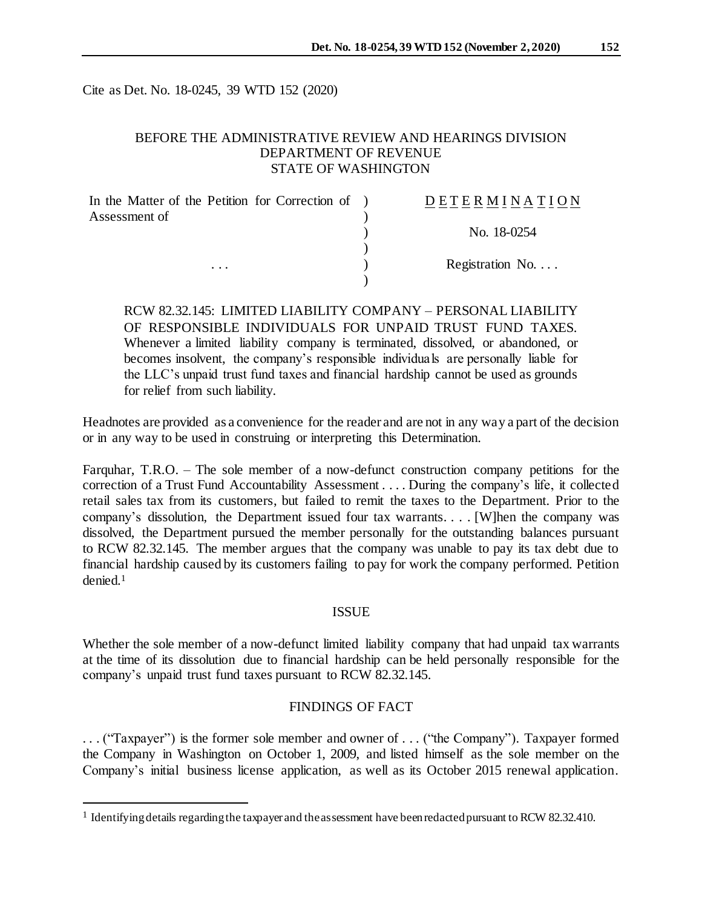Cite as Det. No. 18-0245, 39 WTD 152 (2020)

BEFORE THE ADMINISTRATIVE REVIEW AND HEARINGS DIVISION
DEPARTMENT OF REVENUE
STATE OF WASHINGTON

| | | |
|---|---|---|
| In the Matter of the Petition for Correction of Assessment of | ) | D E T E R M I N A T I O N |
| | ) | No. 18-0254 |
| . . . | ) | Registration No. . . . |

RCW 82.32.145: LIMITED LIABILITY COMPANY – PERSONAL LIABILITY OF RESPONSIBLE INDIVIDUALS FOR UNPAID TRUST FUND TAXES. Whenever a limited liability company is terminated, dissolved, or abandoned, or becomes insolvent, the company's responsible individuals are personally liable for the LLC's unpaid trust fund taxes and financial hardship cannot be used as grounds for relief from such liability.

Headnotes are provided as a convenience for the reader and are not in any way a part of the decision or in any way to be used in construing or interpreting this Determination.

Farquhar, T.R.O. – The sole member of a now-defunct construction company petitions for the correction of a Trust Fund Accountability Assessment . . . . During the company's life, it collected retail sales tax from its customers, but failed to remit the taxes to the Department. Prior to the company's dissolution, the Department issued four tax warrants. . . . [W]hen the company was dissolved, the Department pursued the member personally for the outstanding balances pursuant to RCW 82.32.145. The member argues that the company was unable to pay its tax debt due to financial hardship caused by its customers failing to pay for work the company performed. Petition denied.[1]

## ISSUE

Whether the sole member of a now-defunct limited liability company that had unpaid tax warrants at the time of its dissolution due to financial hardship can be held personally responsible for the company's unpaid trust fund taxes pursuant to RCW 82.32.145.

## FINDINGS OF FACT

. . . ("Taxpayer") is the former sole member and owner of . . . ("the Company"). Taxpayer formed the Company in Washington on October 1, 2009, and listed himself as the sole member on the Company's initial business license application, as well as its October 2015 renewal application.

[1] Identifying details regarding the taxpayer and the assessment have been redacted pursuant to RCW 82.32.410.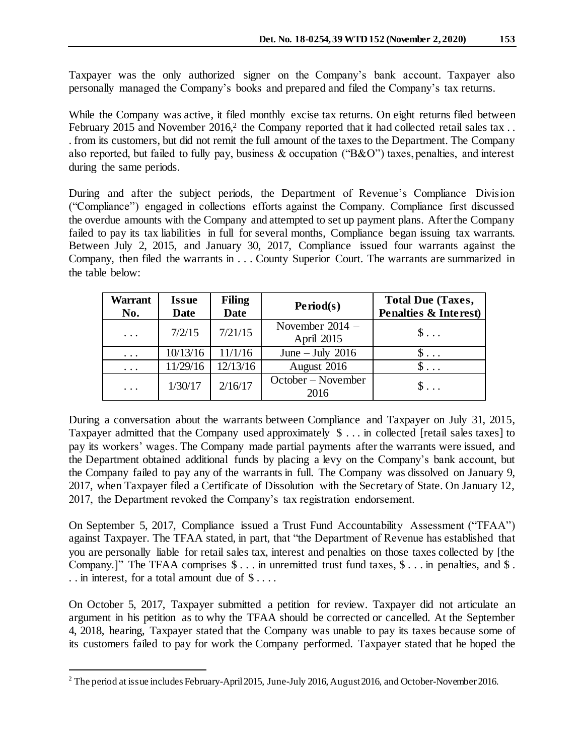Taxpayer was the only authorized signer on the Company's bank account. Taxpayer also personally managed the Company's books and prepared and filed the Company's tax returns.

While the Company was active, it filed monthly excise tax returns. On eight returns filed between February 2015 and November 2016,[2] the Company reported that it had collected retail sales tax . . . from its customers, but did not remit the full amount of the taxes to the Department. The Company also reported, but failed to fully pay, business & occupation ("B&O") taxes, penalties, and interest during the same periods.

During and after the subject periods, the Department of Revenue's Compliance Division ("Compliance") engaged in collections efforts against the Company. Compliance first discussed the overdue amounts with the Company and attempted to set up payment plans. After the Company failed to pay its tax liabilities in full for several months, Compliance began issuing tax warrants. Between July 2, 2015, and January 30, 2017, Compliance issued four warrants against the Company, then filed the warrants in . . . County Superior Court. The warrants are summarized in the table below:

| Warrant No. | Issue Date | Filing Date | Period(s) | Total Due (Taxes, Penalties & Interest) |
|---|---|---|---|---|
| . . . | 7/2/15 | 7/21/15 | November 2014 – April 2015 | $ . . . |
| . . . | 10/13/16 | 11/1/16 | June – July 2016 | $ . . . |
| . . . | 11/29/16 | 12/13/16 | August 2016 | $ . . . |
| . . . | 1/30/17 | 2/16/17 | October – November 2016 | $ . . . |

During a conversation about the warrants between Compliance and Taxpayer on July 31, 2015, Taxpayer admitted that the Company used approximately $ . . . in collected [retail sales taxes] to pay its workers' wages. The Company made partial payments after the warrants were issued, and the Department obtained additional funds by placing a levy on the Company's bank account, but the Company failed to pay any of the warrants in full. The Company was dissolved on January 9, 2017, when Taxpayer filed a Certificate of Dissolution with the Secretary of State. On January 12, 2017, the Department revoked the Company's tax registration endorsement.

On September 5, 2017, Compliance issued a Trust Fund Accountability Assessment ("TFAA") against Taxpayer. The TFAA stated, in part, that "the Department of Revenue has established that you are personally liable for retail sales tax, interest and penalties on those taxes collected by [the Company.]" The TFAA comprises $ . . . in unremitted trust fund taxes, $ . . . in penalties, and $ . . . in interest, for a total amount due of $ . . . .

On October 5, 2017, Taxpayer submitted a petition for review. Taxpayer did not articulate an argument in his petition as to why the TFAA should be corrected or cancelled. At the September 4, 2018, hearing, Taxpayer stated that the Company was unable to pay its taxes because some of its customers failed to pay for work the Company performed. Taxpayer stated that he hoped the

[2] The period at issue includes February-April 2015, June-July 2016, August 2016, and October-November 2016.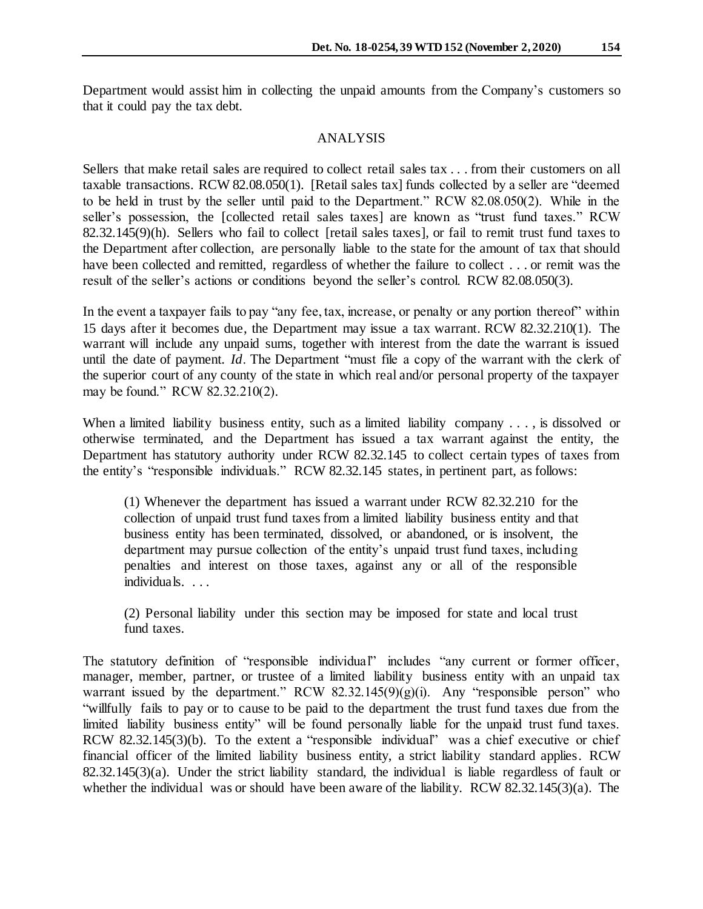Department would assist him in collecting the unpaid amounts from the Company's customers so that it could pay the tax debt.

## ANALYSIS

Sellers that make retail sales are required to collect retail sales tax . . . from their customers on all taxable transactions. RCW 82.08.050(1). [Retail sales tax] funds collected by a seller are "deemed to be held in trust by the seller until paid to the Department." RCW 82.08.050(2). While in the seller's possession, the [collected retail sales taxes] are known as "trust fund taxes." RCW 82.32.145(9)(h). Sellers who fail to collect [retail sales taxes], or fail to remit trust fund taxes to the Department after collection, are personally liable to the state for the amount of tax that should have been collected and remitted, regardless of whether the failure to collect . . . or remit was the result of the seller's actions or conditions beyond the seller's control. RCW 82.08.050(3).

In the event a taxpayer fails to pay "any fee, tax, increase, or penalty or any portion thereof" within 15 days after it becomes due, the Department may issue a tax warrant. RCW 82.32.210(1). The warrant will include any unpaid sums, together with interest from the date the warrant is issued until the date of payment. *Id*. The Department "must file a copy of the warrant with the clerk of the superior court of any county of the state in which real and/or personal property of the taxpayer may be found." RCW 82.32.210(2).

When a limited liability business entity, such as a limited liability company . . . , is dissolved or otherwise terminated, and the Department has issued a tax warrant against the entity, the Department has statutory authority under RCW 82.32.145 to collect certain types of taxes from the entity's "responsible individuals." RCW 82.32.145 states, in pertinent part, as follows:

> (1) Whenever the department has issued a warrant under RCW 82.32.210 for the collection of unpaid trust fund taxes from a limited liability business entity and that business entity has been terminated, dissolved, or abandoned, or is insolvent, the department may pursue collection of the entity's unpaid trust fund taxes, including penalties and interest on those taxes, against any or all of the responsible individuals. . . .
>
> (2) Personal liability under this section may be imposed for state and local trust fund taxes.

The statutory definition of "responsible individual" includes "any current or former officer, manager, member, partner, or trustee of a limited liability business entity with an unpaid tax warrant issued by the department." RCW 82.32.145(9)(g)(i). Any "responsible person" who "willfully fails to pay or to cause to be paid to the department the trust fund taxes due from the limited liability business entity" will be found personally liable for the unpaid trust fund taxes. RCW 82.32.145(3)(b). To the extent a "responsible individual" was a chief executive or chief financial officer of the limited liability business entity, a strict liability standard applies. RCW 82.32.145(3)(a). Under the strict liability standard, the individual is liable regardless of fault or whether the individual was or should have been aware of the liability. RCW 82.32.145(3)(a). The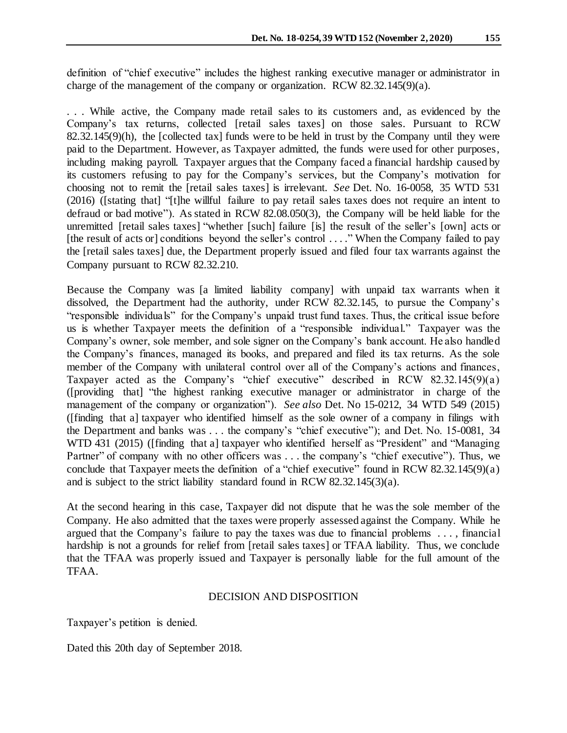definition of "chief executive" includes the highest ranking executive manager or administrator in charge of the management of the company or organization. RCW 82.32.145(9)(a).

. . . While active, the Company made retail sales to its customers and, as evidenced by the Company's tax returns, collected [retail sales taxes] on those sales. Pursuant to RCW 82.32.145(9)(h), the [collected tax] funds were to be held in trust by the Company until they were paid to the Department. However, as Taxpayer admitted, the funds were used for other purposes, including making payroll. Taxpayer argues that the Company faced a financial hardship caused by its customers refusing to pay for the Company's services, but the Company's motivation for choosing not to remit the [retail sales taxes] is irrelevant. *See* Det. No. 16-0058, 35 WTD 531 (2016) ([stating that] "[t]he willful failure to pay retail sales taxes does not require an intent to defraud or bad motive"). As stated in RCW 82.08.050(3), the Company will be held liable for the unremitted [retail sales taxes] "whether [such] failure [is] the result of the seller's [own] acts or [the result of acts or] conditions beyond the seller's control . . . ." When the Company failed to pay the [retail sales taxes] due, the Department properly issued and filed four tax warrants against the Company pursuant to RCW 82.32.210.

Because the Company was [a limited liability company] with unpaid tax warrants when it dissolved, the Department had the authority, under RCW 82.32.145, to pursue the Company's "responsible individuals" for the Company's unpaid trust fund taxes. Thus, the critical issue before us is whether Taxpayer meets the definition of a "responsible individual." Taxpayer was the Company's owner, sole member, and sole signer on the Company's bank account. He also handled the Company's finances, managed its books, and prepared and filed its tax returns. As the sole member of the Company with unilateral control over all of the Company's actions and finances, Taxpayer acted as the Company's "chief executive" described in RCW 82.32.145(9)(a) ([providing that] "the highest ranking executive manager or administrator in charge of the management of the company or organization"). *See also* Det. No 15-0212, 34 WTD 549 (2015) ([finding that a] taxpayer who identified himself as the sole owner of a company in filings with the Department and banks was . . . the company's "chief executive"); and Det. No. 15-0081, 34 WTD 431 (2015) ([finding that a] taxpayer who identified herself as "President" and "Managing Partner" of company with no other officers was . . . the company's "chief executive"). Thus, we conclude that Taxpayer meets the definition of a "chief executive" found in RCW 82.32.145(9)(a) and is subject to the strict liability standard found in RCW 82.32.145(3)(a).

At the second hearing in this case, Taxpayer did not dispute that he was the sole member of the Company. He also admitted that the taxes were properly assessed against the Company. While he argued that the Company's failure to pay the taxes was due to financial problems . . . , financial hardship is not a grounds for relief from [retail sales taxes] or TFAA liability. Thus, we conclude that the TFAA was properly issued and Taxpayer is personally liable for the full amount of the TFAA.

## DECISION AND DISPOSITION

Taxpayer's petition is denied.

Dated this 20th day of September 2018.